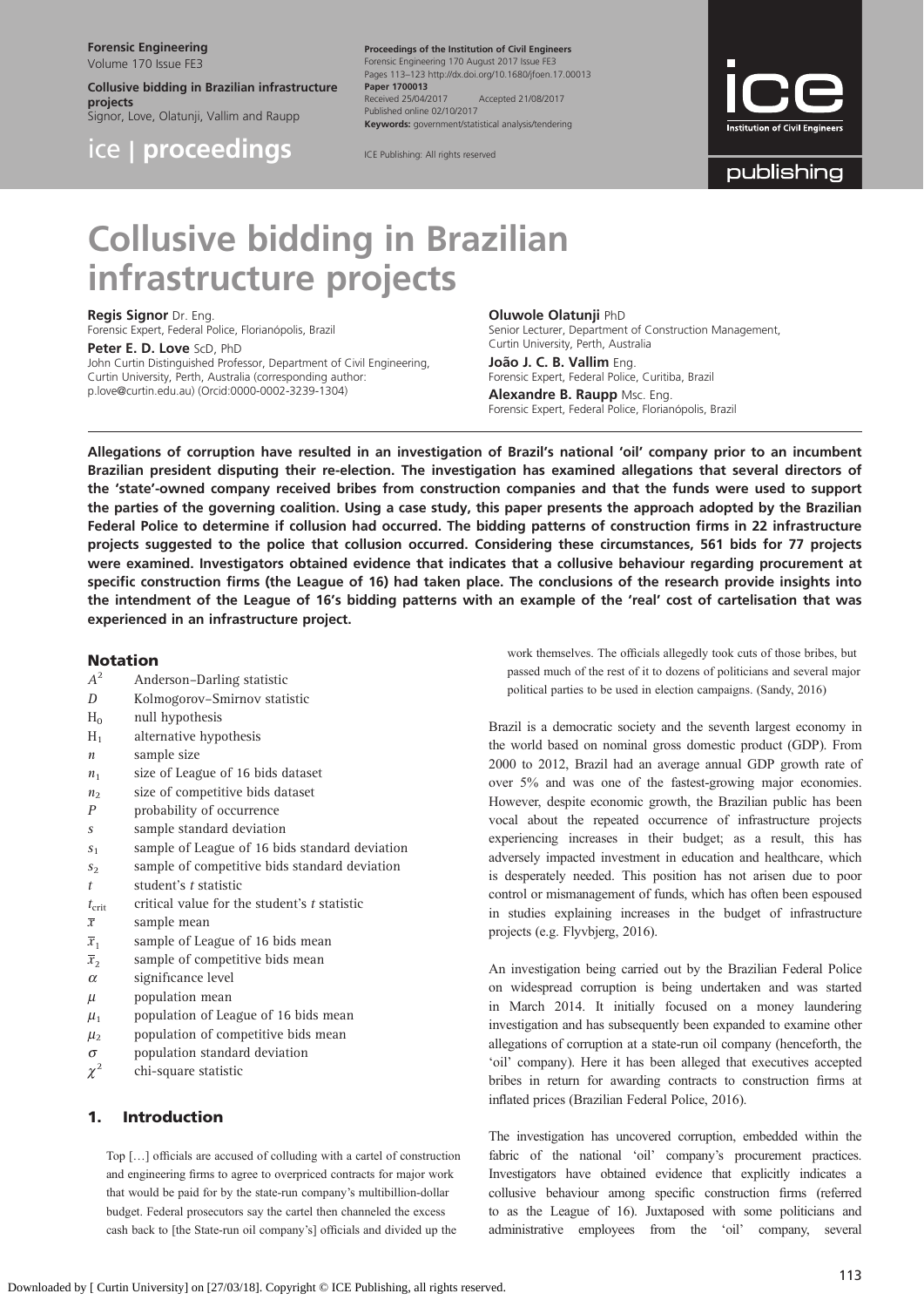# Collusive bidding in Brazilian infrastructure projects

**Regis Signor** Dr. Eng.
Forensic Expert, Federal Police, Florianópolis, Brazil

**Peter E. D. Love** ScD, PhD
John Curtin Distinguished Professor, Department of Civil Engineering, Curtin University, Perth, Australia (corresponding author: p.love@curtin.edu.au) (Orcid:0000-0002-3239-1304)

**Oluwole Olatunji** PhD
Senior Lecturer, Department of Construction Management, Curtin University, Perth, Australia

**João J. C. B. Vallim** Eng.
Forensic Expert, Federal Police, Curitiba, Brazil

**Alexandre B. Raupp** Msc. Eng.
Forensic Expert, Federal Police, Florianópolis, Brazil

**Allegations of corruption have resulted in an investigation of Brazil's national 'oil' company prior to an incumbent Brazilian president disputing their re-election. The investigation has examined allegations that several directors of the 'state'-owned company received bribes from construction companies and that the funds were used to support the parties of the governing coalition. Using a case study, this paper presents the approach adopted by the Brazilian Federal Police to determine if collusion had occurred. The bidding patterns of construction firms in 22 infrastructure projects suggested to the police that collusion occurred. Considering these circumstances, 561 bids for 77 projects were examined. Investigators obtained evidence that indicates that a collusive behaviour regarding procurement at specific construction firms (the League of 16) had taken place. The conclusions of the research provide insights into the intendment of the League of 16's bidding patterns with an example of the 'real' cost of cartelisation that was experienced in an infrastructure project.**

## Notation

| | |
|---|---|
| $A^2$ | Anderson–Darling statistic |
| $D$ | Kolmogorov–Smirnov statistic |
| $H_0$ | null hypothesis |
| $H_1$ | alternative hypothesis |
| $n$ | sample size |
| $n_1$ | size of League of 16 bids dataset |
| $n_2$ | size of competitive bids dataset |
| $P$ | probability of occurrence |
| $s$ | sample standard deviation |
| $s_1$ | sample of League of 16 bids standard deviation |
| $s_2$ | sample of competitive bids standard deviation |
| $t$ | student's $t$ statistic |
| $t_{crit}$ | critical value for the student's $t$ statistic |
| $\bar{x}$ | sample mean |
| $\bar{x}_1$ | sample of League of 16 bids mean |
| $\bar{x}_2$ | sample of competitive bids mean |
| $\alpha$ | significance level |
| $\mu$ | population mean |
| $\mu_1$ | population of League of 16 bids mean |
| $\mu_2$ | population of competitive bids mean |
| $\sigma$ | population standard deviation |
| $\chi^2$ | chi-square statistic |

## 1. Introduction

> Top […] officials are accused of colluding with a cartel of construction and engineering firms to agree to overpriced contracts for major work that would be paid for by the state-run company's multibillion-dollar budget. Federal prosecutors say the cartel then channeled the excess cash back to [the State-run oil company's] officials and divided up the work themselves. The officials allegedly took cuts of those bribes, but passed much of the rest of it to dozens of politicians and several major political parties to be used in election campaigns. (Sandy, 2016)

Brazil is a democratic society and the seventh largest economy in the world based on nominal gross domestic product (GDP). From 2000 to 2012, Brazil had an average annual GDP growth rate of over 5% and was one of the fastest-growing major economies. However, despite economic growth, the Brazilian public has been vocal about the repeated occurrence of infrastructure projects experiencing increases in their budget; as a result, this has adversely impacted investment in education and healthcare, which is desperately needed. This position has not arisen due to poor control or mismanagement of funds, which has often been espoused in studies explaining increases in the budget of infrastructure projects (e.g. Flyvbjerg, 2016).

An investigation being carried out by the Brazilian Federal Police on widespread corruption is being undertaken and was started in March 2014. It initially focused on a money laundering investigation and has subsequently been expanded to examine other allegations of corruption at a state-run oil company (henceforth, the 'oil' company). Here it has been alleged that executives accepted bribes in return for awarding contracts to construction firms at inflated prices (Brazilian Federal Police, 2016).

The investigation has uncovered corruption, embedded within the fabric of the national 'oil' company's procurement practices. Investigators have obtained evidence that explicitly indicates a collusive behaviour among specific construction firms (referred to as the League of 16). Juxtaposed with some politicians and administrative employees from the 'oil' company, several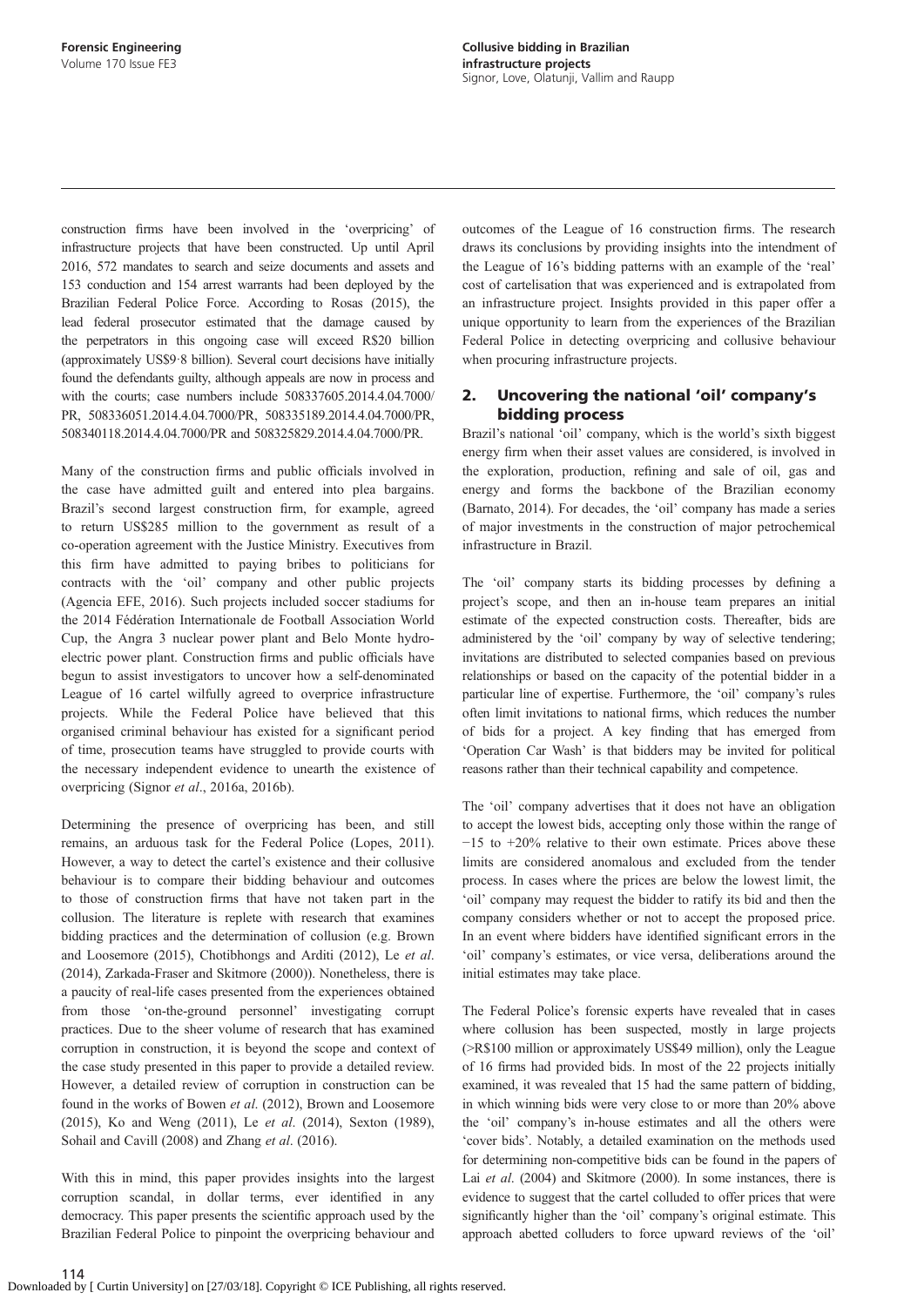construction firms have been involved in the 'overpricing' of infrastructure projects that have been constructed. Up until April 2016, 572 mandates to search and seize documents and assets and 153 conduction and 154 arrest warrants had been deployed by the Brazilian Federal Police Force. According to Rosas (2015), the lead federal prosecutor estimated that the damage caused by the perpetrators in this ongoing case will exceed R$20 billion (approximately US$9·8 billion). Several court decisions have initially found the defendants guilty, although appeals are now in process and with the courts; case numbers include 508337605.2014.4.04.7000/PR, 508336051.2014.4.04.7000/PR, 508335189.2014.4.04.7000/PR, 508340118.2014.4.04.7000/PR and 508325829.2014.4.04.7000/PR.

Many of the construction firms and public officials involved in the case have admitted guilt and entered into plea bargains. Brazil's second largest construction firm, for example, agreed to return US$285 million to the government as result of a co-operation agreement with the Justice Ministry. Executives from this firm have admitted to paying bribes to politicians for contracts with the 'oil' company and other public projects (Agencia EFE, 2016). Such projects included soccer stadiums for the 2014 Fédération Internationale de Football Association World Cup, the Angra 3 nuclear power plant and Belo Monte hydroelectric power plant. Construction firms and public officials have begun to assist investigators to uncover how a self-denominated League of 16 cartel wilfully agreed to overprice infrastructure projects. While the Federal Police have believed that this organised criminal behaviour has existed for a significant period of time, prosecution teams have struggled to provide courts with the necessary independent evidence to unearth the existence of overpricing (Signor *et al*., 2016a, 2016b).

Determining the presence of overpricing has been, and still remains, an arduous task for the Federal Police (Lopes, 2011). However, a way to detect the cartel's existence and their collusive behaviour is to compare their bidding behaviour and outcomes to those of construction firms that have not taken part in the collusion. The literature is replete with research that examines bidding practices and the determination of collusion (e.g. Brown and Loosemore (2015), Chotibhongs and Arditi (2012), Le *et al*. (2014), Zarkada-Fraser and Skitmore (2000)). Nonetheless, there is a paucity of real-life cases presented from the experiences obtained from those 'on-the-ground personnel' investigating corrupt practices. Due to the sheer volume of research that has examined corruption in construction, it is beyond the scope and context of the case study presented in this paper to provide a detailed review. However, a detailed review of corruption in construction can be found in the works of Bowen *et al*. (2012), Brown and Loosemore (2015), Ko and Weng (2011), Le *et al*. (2014), Sexton (1989), Sohail and Cavill (2008) and Zhang *et al*. (2016).

With this in mind, this paper provides insights into the largest corruption scandal, in dollar terms, ever identified in any democracy. This paper presents the scientific approach used by the Brazilian Federal Police to pinpoint the overpricing behaviour and outcomes of the League of 16 construction firms. The research draws its conclusions by providing insights into the intendment of the League of 16's bidding patterns with an example of the 'real' cost of cartelisation that was experienced and is extrapolated from an infrastructure project. Insights provided in this paper offer a unique opportunity to learn from the experiences of the Brazilian Federal Police in detecting overpricing and collusive behaviour when procuring infrastructure projects.

## 2. Uncovering the national 'oil' company's bidding process

Brazil's national 'oil' company, which is the world's sixth biggest energy firm when their asset values are considered, is involved in the exploration, production, refining and sale of oil, gas and energy and forms the backbone of the Brazilian economy (Barnato, 2014). For decades, the 'oil' company has made a series of major investments in the construction of major petrochemical infrastructure in Brazil.

The 'oil' company starts its bidding processes by defining a project's scope, and then an in-house team prepares an initial estimate of the expected construction costs. Thereafter, bids are administered by the 'oil' company by way of selective tendering; invitations are distributed to selected companies based on previous relationships or based on the capacity of the potential bidder in a particular line of expertise. Furthermore, the 'oil' company's rules often limit invitations to national firms, which reduces the number of bids for a project. A key finding that has emerged from 'Operation Car Wash' is that bidders may be invited for political reasons rather than their technical capability and competence.

The 'oil' company advertises that it does not have an obligation to accept the lowest bids, accepting only those within the range of −15 to +20% relative to their own estimate. Prices above these limits are considered anomalous and excluded from the tender process. In cases where the prices are below the lowest limit, the 'oil' company may request the bidder to ratify its bid and then the company considers whether or not to accept the proposed price. In an event where bidders have identified significant errors in the 'oil' company's estimates, or vice versa, deliberations around the initial estimates may take place.

The Federal Police's forensic experts have revealed that in cases where collusion has been suspected, mostly in large projects (>R$100 million or approximately US$49 million), only the League of 16 firms had provided bids. In most of the 22 projects initially examined, it was revealed that 15 had the same pattern of bidding, in which winning bids were very close to or more than 20% above the 'oil' company's in-house estimates and all the others were 'cover bids'. Notably, a detailed examination on the methods used for determining non-competitive bids can be found in the papers of Lai *et al*. (2004) and Skitmore (2000). In some instances, there is evidence to suggest that the cartel colluded to offer prices that were significantly higher than the 'oil' company's original estimate. This approach abetted colluders to force upward reviews of the 'oil'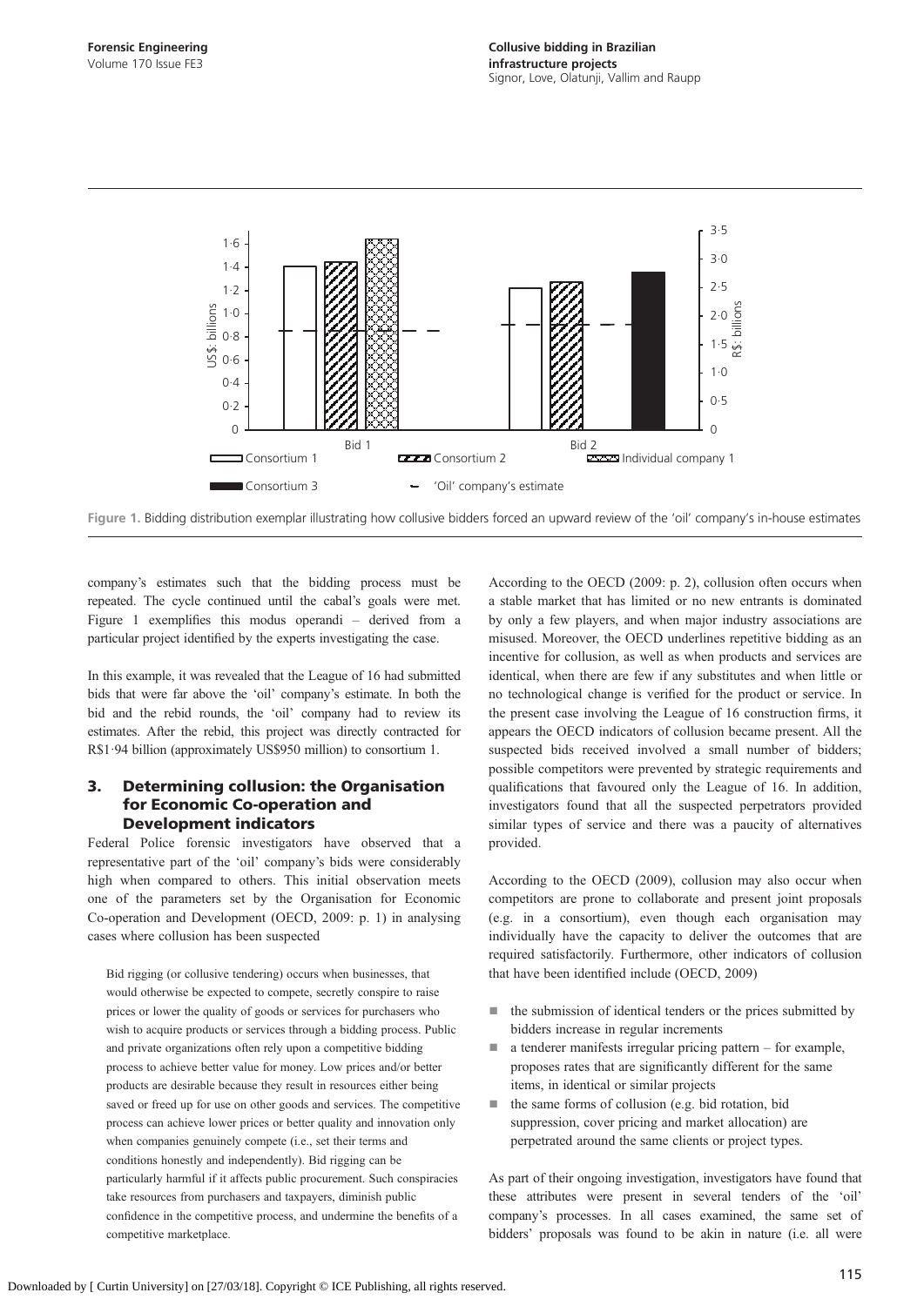Figure 1. Bidding distribution exemplar illustrating how collusive bidders forced an upward review of the 'oil' company's in-house estimates

company's estimates such that the bidding process must be repeated. The cycle continued until the cabal's goals were met. Figure 1 exemplifies this modus operandi – derived from a particular project identified by the experts investigating the case.

In this example, it was revealed that the League of 16 had submitted bids that were far above the 'oil' company's estimate. In both the bid and the rebid rounds, the 'oil' company had to review its estimates. After the rebid, this project was directly contracted for R$1·94 billion (approximately US$950 million) to consortium 1.

## 3. Determining collusion: the Organisation for Economic Co-operation and Development indicators

Federal Police forensic investigators have observed that a representative part of the 'oil' company's bids were considerably high when compared to others. This initial observation meets one of the parameters set by the Organisation for Economic Co-operation and Development (OECD, 2009: p. 1) in analysing cases where collusion has been suspected

> Bid rigging (or collusive tendering) occurs when businesses, that would otherwise be expected to compete, secretly conspire to raise prices or lower the quality of goods or services for purchasers who wish to acquire products or services through a bidding process. Public and private organizations often rely upon a competitive bidding process to achieve better value for money. Low prices and/or better products are desirable because they result in resources either being saved or freed up for use on other goods and services. The competitive process can achieve lower prices or better quality and innovation only when companies genuinely compete (i.e., set their terms and conditions honestly and independently). Bid rigging can be particularly harmful if it affects public procurement. Such conspiracies take resources from purchasers and taxpayers, diminish public confidence in the competitive process, and undermine the benefits of a competitive marketplace.

According to the OECD (2009: p. 2), collusion often occurs when a stable market that has limited or no new entrants is dominated by only a few players, and when major industry associations are misused. Moreover, the OECD underlines repetitive bidding as an incentive for collusion, as well as when products and services are identical, when there are few if any substitutes and when little or no technological change is verified for the product or service. In the present case involving the League of 16 construction firms, it appears the OECD indicators of collusion became present. All the suspected bids received involved a small number of bidders; possible competitors were prevented by strategic requirements and qualifications that favoured only the League of 16. In addition, investigators found that all the suspected perpetrators provided similar types of service and there was a paucity of alternatives provided.

According to the OECD (2009), collusion may also occur when competitors are prone to collaborate and present joint proposals (e.g. in a consortium), even though each organisation may individually have the capacity to deliver the outcomes that are required satisfactorily. Furthermore, other indicators of collusion that have been identified include (OECD, 2009)

- the submission of identical tenders or the prices submitted by bidders increase in regular increments
- a tenderer manifests irregular pricing pattern – for example, proposes rates that are significantly different for the same items, in identical or similar projects
- the same forms of collusion (e.g. bid rotation, bid suppression, cover pricing and market allocation) are perpetrated around the same clients or project types.

As part of their ongoing investigation, investigators have found that these attributes were present in several tenders of the 'oil' company's processes. In all cases examined, the same set of bidders' proposals was found to be akin in nature (i.e. all were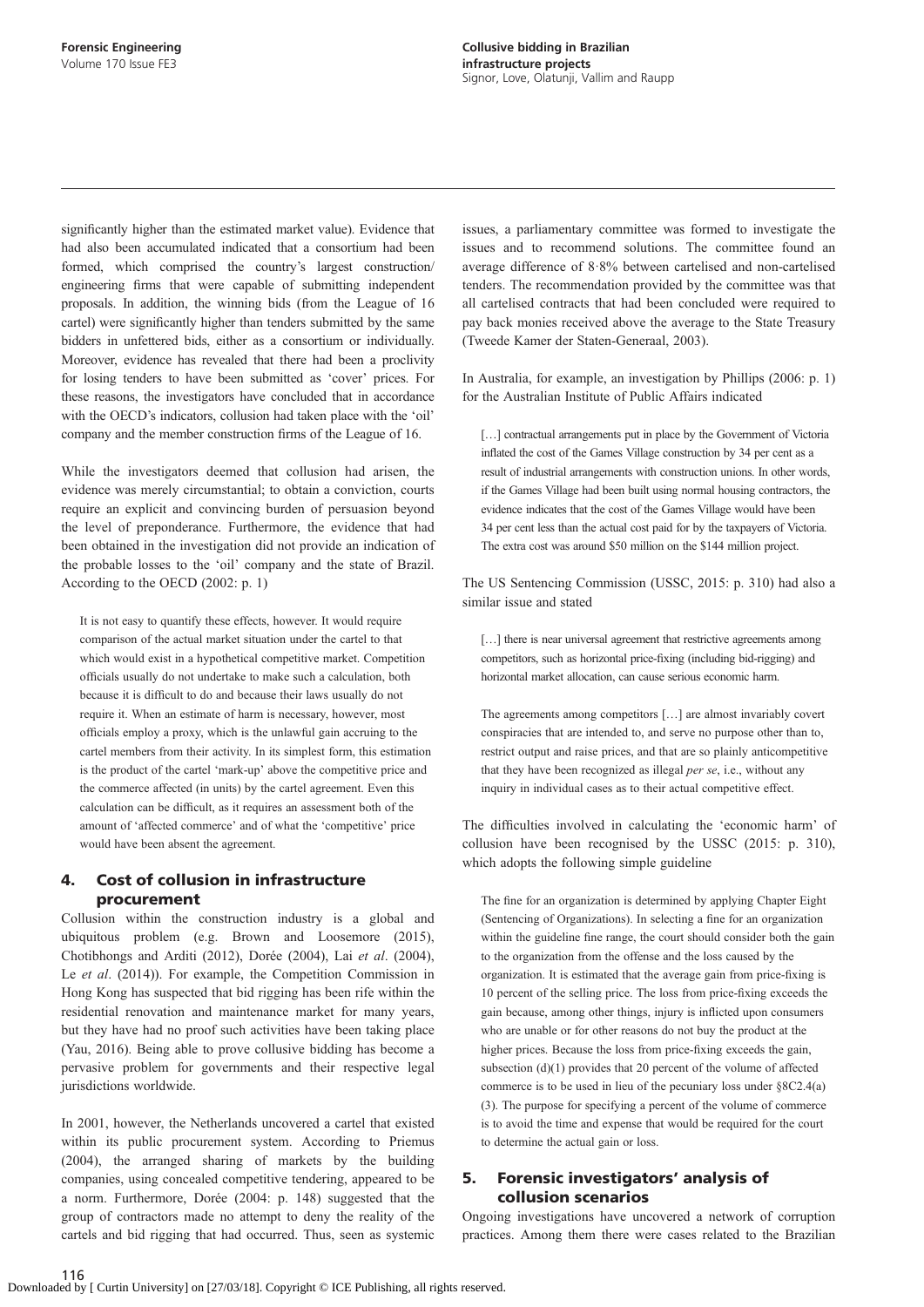significantly higher than the estimated market value). Evidence that had also been accumulated indicated that a consortium had been formed, which comprised the country's largest construction/engineering firms that were capable of submitting independent proposals. In addition, the winning bids (from the League of 16 cartel) were significantly higher than tenders submitted by the same bidders in unfettered bids, either as a consortium or individually. Moreover, evidence has revealed that there had been a proclivity for losing tenders to have been submitted as 'cover' prices. For these reasons, the investigators have concluded that in accordance with the OECD's indicators, collusion had taken place with the 'oil' company and the member construction firms of the League of 16.

While the investigators deemed that collusion had arisen, the evidence was merely circumstantial; to obtain a conviction, courts require an explicit and convincing burden of persuasion beyond the level of preponderance. Furthermore, the evidence that had been obtained in the investigation did not provide an indication of the probable losses to the 'oil' company and the state of Brazil. According to the OECD (2002: p. 1)

> It is not easy to quantify these effects, however. It would require comparison of the actual market situation under the cartel to that which would exist in a hypothetical competitive market. Competition officials usually do not undertake to make such a calculation, both because it is difficult to do and because their laws usually do not require it. When an estimate of harm is necessary, however, most officials employ a proxy, which is the unlawful gain accruing to the cartel members from their activity. In its simplest form, this estimation is the product of the cartel 'mark-up' above the competitive price and the commerce affected (in units) by the cartel agreement. Even this calculation can be difficult, as it requires an assessment both of the amount of 'affected commerce' and of what the 'competitive' price would have been absent the agreement.

## 4. Cost of collusion in infrastructure procurement

Collusion within the construction industry is a global and ubiquitous problem (e.g. Brown and Loosemore (2015), Chotibhongs and Arditi (2012), Dorée (2004), Lai *et al*. (2004), Le *et al*. (2014)). For example, the Competition Commission in Hong Kong has suspected that bid rigging has been rife within the residential renovation and maintenance market for many years, but they have had no proof such activities have been taking place (Yau, 2016). Being able to prove collusive bidding has become a pervasive problem for governments and their respective legal jurisdictions worldwide.

In 2001, however, the Netherlands uncovered a cartel that existed within its public procurement system. According to Priemus (2004), the arranged sharing of markets by the building companies, using concealed competitive tendering, appeared to be a norm. Furthermore, Dorée (2004: p. 148) suggested that the group of contractors made no attempt to deny the reality of the cartels and bid rigging that had occurred. Thus, seen as systemic issues, a parliamentary committee was formed to investigate the issues and to recommend solutions. The committee found an average difference of 8·8% between cartelised and non-cartelised tenders. The recommendation provided by the committee was that all cartelised contracts that had been concluded were required to pay back monies received above the average to the State Treasury (Tweede Kamer der Staten-Generaal, 2003).

In Australia, for example, an investigation by Phillips (2006: p. 1) for the Australian Institute of Public Affairs indicated

> […] contractual arrangements put in place by the Government of Victoria inflated the cost of the Games Village construction by 34 per cent as a result of industrial arrangements with construction unions. In other words, if the Games Village had been built using normal housing contractors, the evidence indicates that the cost of the Games Village would have been 34 per cent less than the actual cost paid for by the taxpayers of Victoria. The extra cost was around $50 million on the $144 million project.

The US Sentencing Commission (USSC, 2015: p. 310) had also a similar issue and stated

> […] there is near universal agreement that restrictive agreements among competitors, such as horizontal price-fixing (including bid-rigging) and horizontal market allocation, can cause serious economic harm.
>
> The agreements among competitors […] are almost invariably covert conspiracies that are intended to, and serve no purpose other than to, restrict output and raise prices, and that are so plainly anticompetitive that they have been recognized as illegal *per se*, i.e., without any inquiry in individual cases as to their actual competitive effect.

The difficulties involved in calculating the 'economic harm' of collusion have been recognised by the USSC (2015: p. 310), which adopts the following simple guideline

> The fine for an organization is determined by applying Chapter Eight (Sentencing of Organizations). In selecting a fine for an organization within the guideline fine range, the court should consider both the gain to the organization from the offense and the loss caused by the organization. It is estimated that the average gain from price-fixing is 10 percent of the selling price. The loss from price-fixing exceeds the gain because, among other things, injury is inflicted upon consumers who are unable or for other reasons do not buy the product at the higher prices. Because the loss from price-fixing exceeds the gain, subsection (d)(1) provides that 20 percent of the volume of affected commerce is to be used in lieu of the pecuniary loss under §8C2.4(a)(3). The purpose for specifying a percent of the volume of commerce is to avoid the time and expense that would be required for the court to determine the actual gain or loss.

## 5. Forensic investigators' analysis of collusion scenarios

Ongoing investigations have uncovered a network of corruption practices. Among them there were cases related to the Brazilian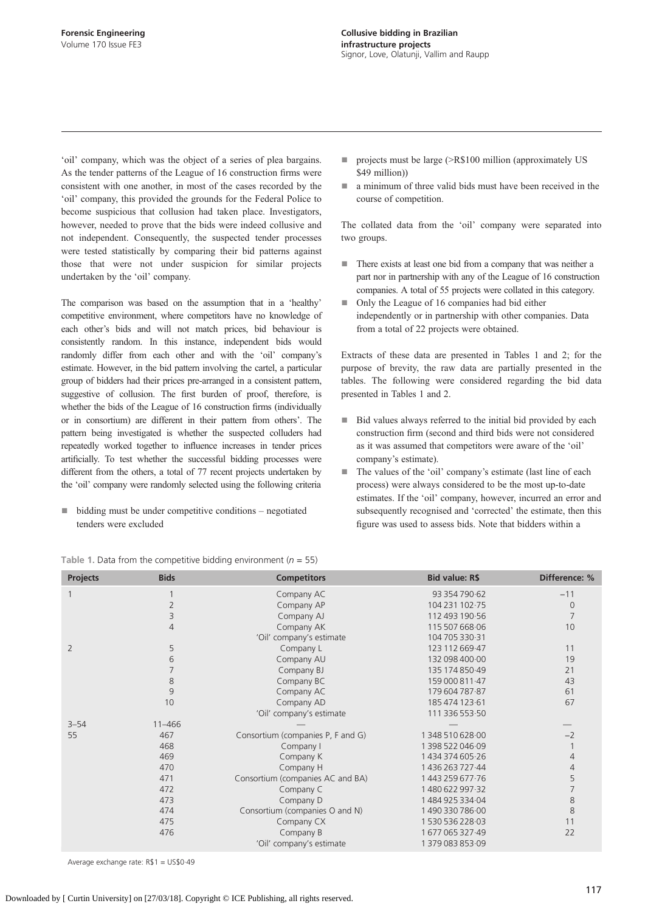'oil' company, which was the object of a series of plea bargains. As the tender patterns of the League of 16 construction firms were consistent with one another, in most of the cases recorded by the 'oil' company, this provided the grounds for the Federal Police to become suspicious that collusion had taken place. Investigators, however, needed to prove that the bids were indeed collusive and not independent. Consequently, the suspected tender processes were tested statistically by comparing their bid patterns against those that were not under suspicion for similar projects undertaken by the 'oil' company.

The comparison was based on the assumption that in a 'healthy' competitive environment, where competitors have no knowledge of each other's bids and will not match prices, bid behaviour is consistently random. In this instance, independent bids would randomly differ from each other and with the 'oil' company's estimate. However, in the bid pattern involving the cartel, a particular group of bidders had their prices pre-arranged in a consistent pattern, suggestive of collusion. The first burden of proof, therefore, is whether the bids of the League of 16 construction firms (individually or in consortium) are different in their pattern from others'. The pattern being investigated is whether the suspected colluders had repeatedly worked together to influence increases in tender prices artificially. To test whether the successful bidding processes were different from the others, a total of 77 recent projects undertaken by the 'oil' company were randomly selected using the following criteria

- bidding must be under competitive conditions – negotiated tenders were excluded
- projects must be large (>R$100 million (approximately US $49 million))
- a minimum of three valid bids must have been received in the course of competition.

The collated data from the 'oil' company were separated into two groups.

- There exists at least one bid from a company that was neither a part nor in partnership with any of the League of 16 construction companies. A total of 55 projects were collated in this category.
- Only the League of 16 companies had bid either independently or in partnership with other companies. Data from a total of 22 projects were obtained.

Extracts of these data are presented in Tables 1 and 2; for the purpose of brevity, the raw data are partially presented in the tables. The following were considered regarding the bid data presented in Tables 1 and 2.

- Bid values always referred to the initial bid provided by each construction firm (second and third bids were not considered as it was assumed that competitors were aware of the 'oil' company's estimate).
- The values of the 'oil' company's estimate (last line of each process) were always considered to be the most up-to-date estimates. If the 'oil' company, however, incurred an error and subsequently recognised and 'corrected' the estimate, then this figure was used to assess bids. Note that bidders within a

**Table 1.** Data from the competitive bidding environment ($n = 55$)

| Projects | Bids | Competitors | Bid value: R$ | Difference: % |
|---|---|---|---|---|
| 1 | 1 | Company AC | 93 354 790·62 | −11 |
| | 2 | Company AP | 104 231 102·75 | 0 |
| | 3 | Company AJ | 112 493 190·56 | 7 |
| | 4 | Company AK | 115 507 668·06 | 10 |
| | | 'Oil' company's estimate | 104 705 330·31 | |
| 2 | 5 | Company L | 123 112 669·47 | 11 |
| | 6 | Company AU | 132 098 400·00 | 19 |
| | 7 | Company BJ | 135 174 850·49 | 21 |
| | 8 | Company BC | 159 000 811·47 | 43 |
| | 9 | Company AC | 179 604 787·87 | 61 |
| | 10 | Company AD | 185 474 123·61 | 67 |
| | | 'Oil' company's estimate | 111 336 553·50 | |
| 3–54 | 11–466 | — | — | — |
| 55 | 467 | Consortium (companies P, F and G) | 1 348 510 628·00 | −2 |
| | 468 | Company I | 1 398 522 046·09 | 1 |
| | 469 | Company K | 1 434 374 605·26 | 4 |
| | 470 | Company H | 1 436 263 727·44 | 4 |
| | 471 | Consortium (companies AC and BA) | 1 443 259 677·76 | 5 |
| | 472 | Company C | 1 480 622 997·32 | 7 |
| | 473 | Company D | 1 484 925 334·04 | 8 |
| | 474 | Consortium (companies O and N) | 1 490 330 786·00 | 8 |
| | 475 | Company CX | 1 530 536 228·03 | 11 |
| | 476 | Company B | 1 677 065 327·49 | 22 |
| | | 'Oil' company's estimate | 1 379 083 853·09 | |

Average exchange rate: R$1 = US$0·49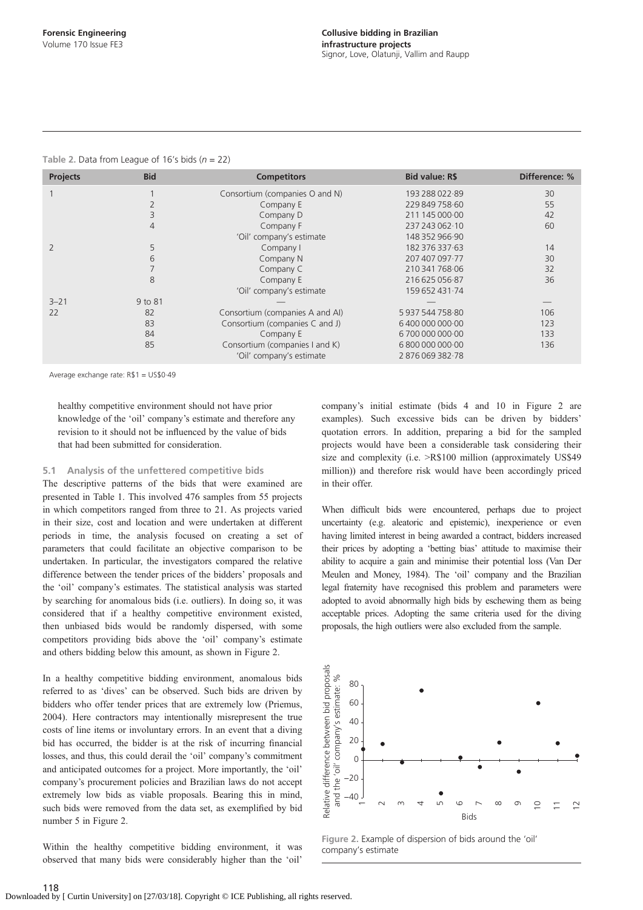**Table 2.** Data from League of 16's bids ($n = 22$)

| Projects | Bid | Competitors | Bid value: R$ | Difference: % |
|---|---|---|---|---|
| 1 | 1 | Consortium (companies O and N) | 193 288 022·89 | 30 |
| | 2 | Company E | 229 849 758·60 | 55 |
| | 3 | Company D | 211 145 000·00 | 42 |
| | 4 | Company F | 237 243 062·10 | 60 |
| | | 'Oil' company's estimate | 148 352 966·90 | |
| 2 | 5 | Company I | 182 376 337·63 | 14 |
| | 6 | Company N | 207 407 097·77 | 30 |
| | 7 | Company C | 210 341 768·06 | 32 |
| | 8 | Company E | 216 625 056·87 | 36 |
| | | 'Oil' company's estimate | 159 652 431·74 | |
| 3–21 | 9 to 81 | — | — | — |
| 22 | 82 | Consortium (companies A and AI) | 5 937 544 758·80 | 106 |
| | 83 | Consortium (companies C and J) | 6 400 000 000·00 | 123 |
| | 84 | Company E | 6 700 000 000·00 | 133 |
| | 85 | Consortium (companies I and K) | 6 800 000 000·00 | 136 |
| | | 'Oil' company's estimate | 2 876 069 382·78 | |

Average exchange rate: R$1 = US$0·49

healthy competitive environment should not have prior knowledge of the 'oil' company's estimate and therefore any revision to it should not be influenced by the value of bids that had been submitted for consideration.

### 5.1 Analysis of the unfettered competitive bids

The descriptive patterns of the bids that were examined are presented in Table 1. This involved 476 samples from 55 projects in which competitors ranged from three to 21. As projects varied in their size, cost and location and were undertaken at different periods in time, the analysis focused on creating a set of parameters that could facilitate an objective comparison to be undertaken. In particular, the investigators compared the relative difference between the tender prices of the bidders' proposals and the 'oil' company's estimates. The statistical analysis was started by searching for anomalous bids (i.e. outliers). In doing so, it was considered that if a healthy competitive environment existed, then unbiased bids would be randomly dispersed, with some competitors providing bids above the 'oil' company's estimate and others bidding below this amount, as shown in Figure 2.

In a healthy competitive bidding environment, anomalous bids referred to as 'dives' can be observed. Such bids are driven by bidders who offer tender prices that are extremely low (Priemus, 2004). Here contractors may intentionally misrepresent the true costs of line items or involuntary errors. In an event that a diving bid has occurred, the bidder is at the risk of incurring financial losses, and thus, this could derail the 'oil' company's commitment and anticipated outcomes for a project. More importantly, the 'oil' company's procurement policies and Brazilian laws do not accept extremely low bids as viable proposals. Bearing this in mind, such bids were removed from the data set, as exemplified by bid number 5 in Figure 2.

Within the healthy competitive bidding environment, it was observed that many bids were considerably higher than the 'oil' company's initial estimate (bids 4 and 10 in Figure 2 are examples). Such excessive bids can be driven by bidders' quotation errors. In addition, preparing a bid for the sampled projects would have been a considerable task considering their size and complexity (i.e. >R$100 million (approximately US$49 million)) and therefore risk would have been accordingly priced in their offer.

When difficult bids were encountered, perhaps due to project uncertainty (e.g. aleatoric and epistemic), inexperience or even having limited interest in being awarded a contract, bidders increased their prices by adopting a 'betting bias' attitude to maximise their ability to acquire a gain and minimise their potential loss (Van Der Meulen and Money, 1984). The 'oil' company and the Brazilian legal fraternity have recognised this problem and parameters were adopted to avoid abnormally high bids by eschewing them as being acceptable prices. Adopting the same criteria used for the diving proposals, the high outliers were also excluded from the sample.

**Figure 2.** Example of dispersion of bids around the 'oil' company's estimate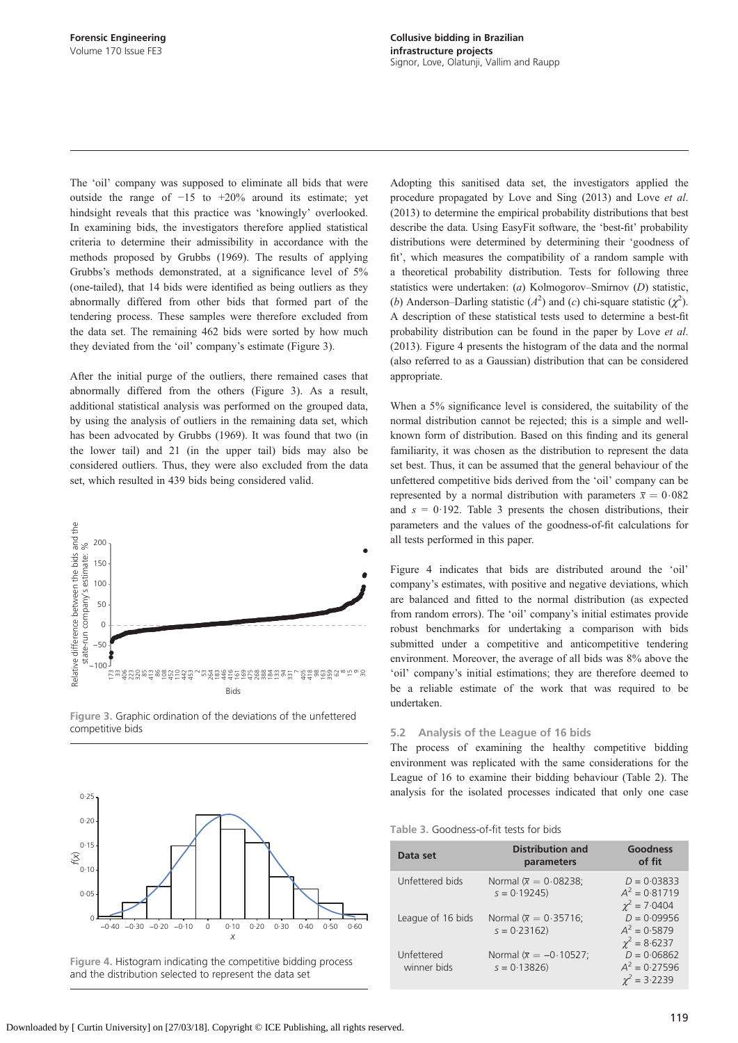The 'oil' company was supposed to eliminate all bids that were outside the range of −15 to +20% around its estimate; yet hindsight reveals that this practice was 'knowingly' overlooked. In examining bids, the investigators therefore applied statistical criteria to determine their admissibility in accordance with the methods proposed by Grubbs (1969). The results of applying Grubbs's methods demonstrated, at a significance level of 5% (one-tailed), that 14 bids were identified as being outliers as they abnormally differed from other bids that formed part of the tendering process. These samples were therefore excluded from the data set. The remaining 462 bids were sorted by how much they deviated from the 'oil' company's estimate (Figure 3).

After the initial purge of the outliers, there remained cases that abnormally differed from the others (Figure 3). As a result, additional statistical analysis was performed on the grouped data, by using the analysis of outliers in the remaining data set, which has been advocated by Grubbs (1969). It was found that two (in the lower tail) and 21 (in the upper tail) bids may also be considered outliers. Thus, they were also excluded from the data set, which resulted in 439 bids being considered valid.

Figure 3. Graphic ordination of the deviations of the unfettered competitive bids

Figure 4. Histogram indicating the competitive bidding process and the distribution selected to represent the data set

Adopting this sanitised data set, the investigators applied the procedure propagated by Love and Sing (2013) and Love *et al.* (2013) to determine the empirical probability distributions that best describe the data. Using EasyFit software, the 'best-fit' probability distributions were determined by determining their 'goodness of fit', which measures the compatibility of a random sample with a theoretical probability distribution. Tests for following three statistics were undertaken: (*a*) Kolmogorov–Smirnov ($D$) statistic, (*b*) Anderson–Darling statistic ($A^2$) and (*c*) chi-square statistic ($\chi^2$). A description of these statistical tests used to determine a best-fit probability distribution can be found in the paper by Love *et al.* (2013). Figure 4 presents the histogram of the data and the normal (also referred to as a Gaussian) distribution that can be considered appropriate.

When a 5% significance level is considered, the suitability of the normal distribution cannot be rejected; this is a simple and well-known form of distribution. Based on this finding and its general familiarity, it was chosen as the distribution to represent the data set best. Thus, it can be assumed that the general behaviour of the unfettered competitive bids derived from the 'oil' company can be represented by a normal distribution with parameters $\bar{x} = 0{\cdot}082$ and $s = 0{\cdot}192$. Table 3 presents the chosen distributions, their parameters and the values of the goodness-of-fit calculations for all tests performed in this paper.

Figure 4 indicates that bids are distributed around the 'oil' company's estimates, with positive and negative deviations, which are balanced and fitted to the normal distribution (as expected from random errors). The 'oil' company's initial estimates provide robust benchmarks for undertaking a comparison with bids submitted under a competitive and anticompetitive tendering environment. Moreover, the average of all bids was 8% above the 'oil' company's initial estimations; they are therefore deemed to be a reliable estimate of the work that was required to be undertaken.

### 5.2 Analysis of the League of 16 bids

The process of examining the healthy competitive bidding environment was replicated with the same considerations for the League of 16 to examine their bidding behaviour (Table 2). The analysis for the isolated processes indicated that only one case

Table 3. Goodness-of-fit tests for bids

| Data set | Distribution and parameters | Goodness of fit |
|---|---|---|
| Unfettered bids | Normal ($\bar{x} = 0{\cdot}08238$; $s = 0{\cdot}19245$) | $D = 0{\cdot}03833$<br>$A^2 = 0{\cdot}81719$<br>$\chi^2 = 7{\cdot}0404$ |
| League of 16 bids | Normal ($\bar{x} = 0{\cdot}35716$; $s = 0{\cdot}23162$) | $D = 0{\cdot}09956$<br>$A^2 = 0{\cdot}5879$<br>$\chi^2 = 8{\cdot}6237$ |
| Unfettered winner bids | Normal ($\bar{x} = -0{\cdot}10527$; $s = 0{\cdot}13826$) | $D = 0{\cdot}06862$<br>$A^2 = 0{\cdot}27596$<br>$\chi^2 = 3{\cdot}2239$ |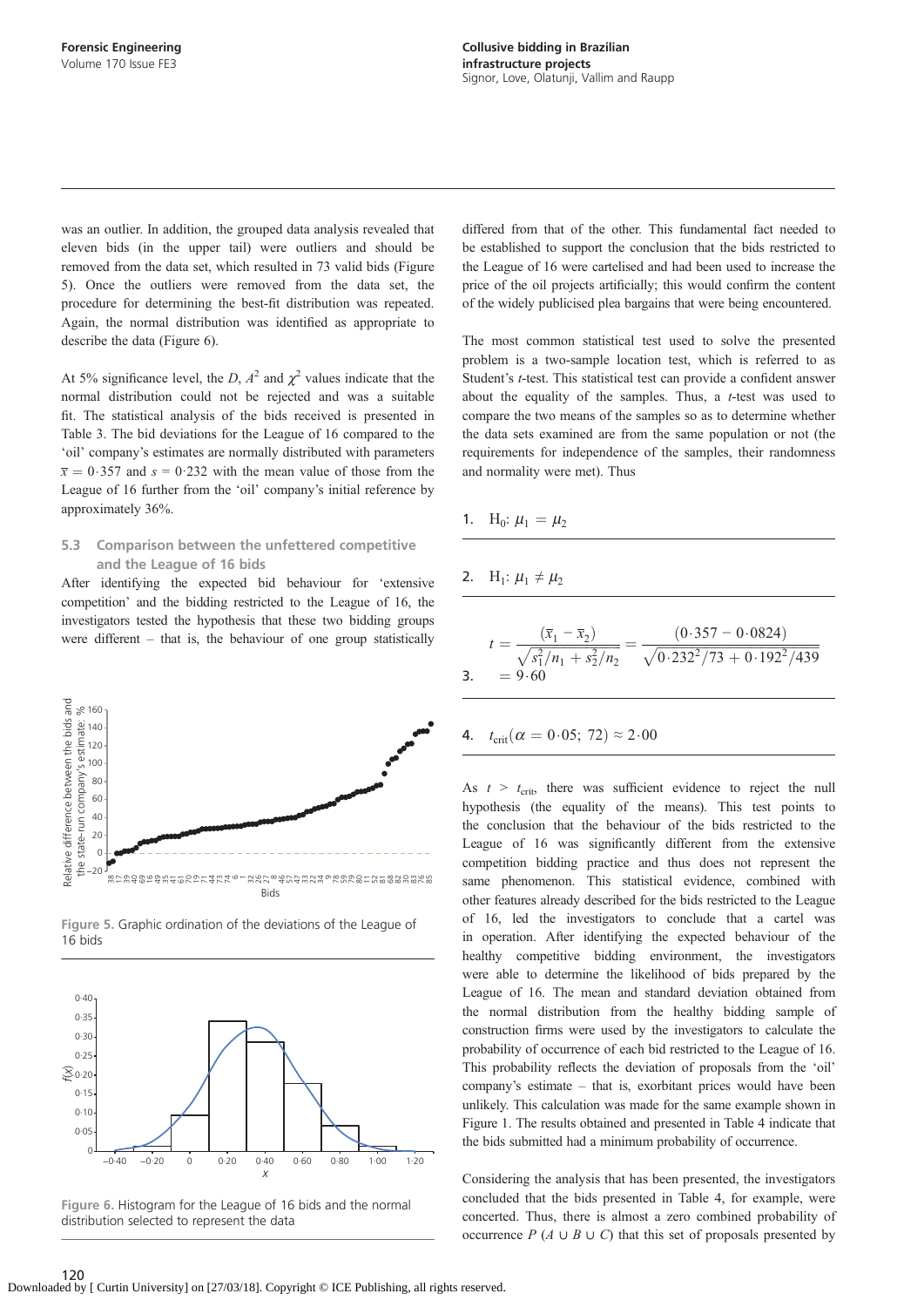was an outlier. In addition, the grouped data analysis revealed that eleven bids (in the upper tail) were outliers and should be removed from the data set, which resulted in 73 valid bids (Figure 5). Once the outliers were removed from the data set, the procedure for determining the best-fit distribution was repeated. Again, the normal distribution was identified as appropriate to describe the data (Figure 6).

At 5% significance level, the $D$, $A^2$ and $\chi^2$ values indicate that the normal distribution could not be rejected and was a suitable fit. The statistical analysis of the bids received is presented in Table 3. The bid deviations for the League of 16 compared to the 'oil' company's estimates are normally distributed with parameters $\bar{x} = 0{\cdot}357$ and $s = 0{\cdot}232$ with the mean value of those from the League of 16 further from the 'oil' company's initial reference by approximately 36%.

### 5.3 Comparison between the unfettered competitive and the League of 16 bids

After identifying the expected bid behaviour for 'extensive competition' and the bidding restricted to the League of 16, the investigators tested the hypothesis that these two bidding groups were different – that is, the behaviour of one group statistically differed from that of the other. This fundamental fact needed to be established to support the conclusion that the bids restricted to the League of 16 were cartelised and had been used to increase the price of the oil projects artificially; this would confirm the content of the widely publicised plea bargains that were being encountered.

Figure 5. Graphic ordination of the deviations of the League of 16 bids

Figure 6. Histogram for the League of 16 bids and the normal distribution selected to represent the data

The most common statistical test used to solve the presented problem is a two-sample location test, which is referred to as Student's $t$-test. This statistical test can provide a confident answer about the equality of the samples. Thus, a $t$-test was used to compare the two means of the samples so as to determine whether the data sets examined are from the same population or not (the requirements for independence of the samples, their randomness and normality were met). Thus

1. $H_0$: $\mu_1 = \mu_2$

2. $H_1$: $\mu_1 \neq \mu_2$

3. $$t = \frac{(\bar{x}_1 - \bar{x}_2)}{\sqrt{s_1^2/n_1 + s_2^2/n_2}} = \frac{(0{\cdot}357 - 0{\cdot}0824)}{\sqrt{0{\cdot}232^2/73 + 0{\cdot}192^2/439}} = 9{\cdot}60$$

4. $t_{\text{crit}}(\alpha = 0{\cdot}05;\ 72) \approx 2{\cdot}00$

As $t > t_{\text{crit}}$, there was sufficient evidence to reject the null hypothesis (the equality of the means). This test points to the conclusion that the behaviour of the bids restricted to the League of 16 was significantly different from the extensive competition bidding practice and thus does not represent the same phenomenon. This statistical evidence, combined with other features already described for the bids restricted to the League of 16, led the investigators to conclude that a cartel was in operation. After identifying the expected behaviour of the healthy competitive bidding environment, the investigators were able to determine the likelihood of bids prepared by the League of 16. The mean and standard deviation obtained from the normal distribution from the healthy bidding sample of construction firms were used by the investigators to calculate the probability of occurrence of each bid restricted to the League of 16. This probability reflects the deviation of proposals from the 'oil' company's estimate – that is, exorbitant prices would have been unlikely. This calculation was made for the same example shown in Figure 1. The results obtained and presented in Table 4 indicate that the bids submitted had a minimum probability of occurrence.

Considering the analysis that has been presented, the investigators concluded that the bids presented in Table 4, for example, were concerted. Thus, there is almost a zero combined probability of occurrence $P$ $(A \cup B \cup C)$ that this set of proposals presented by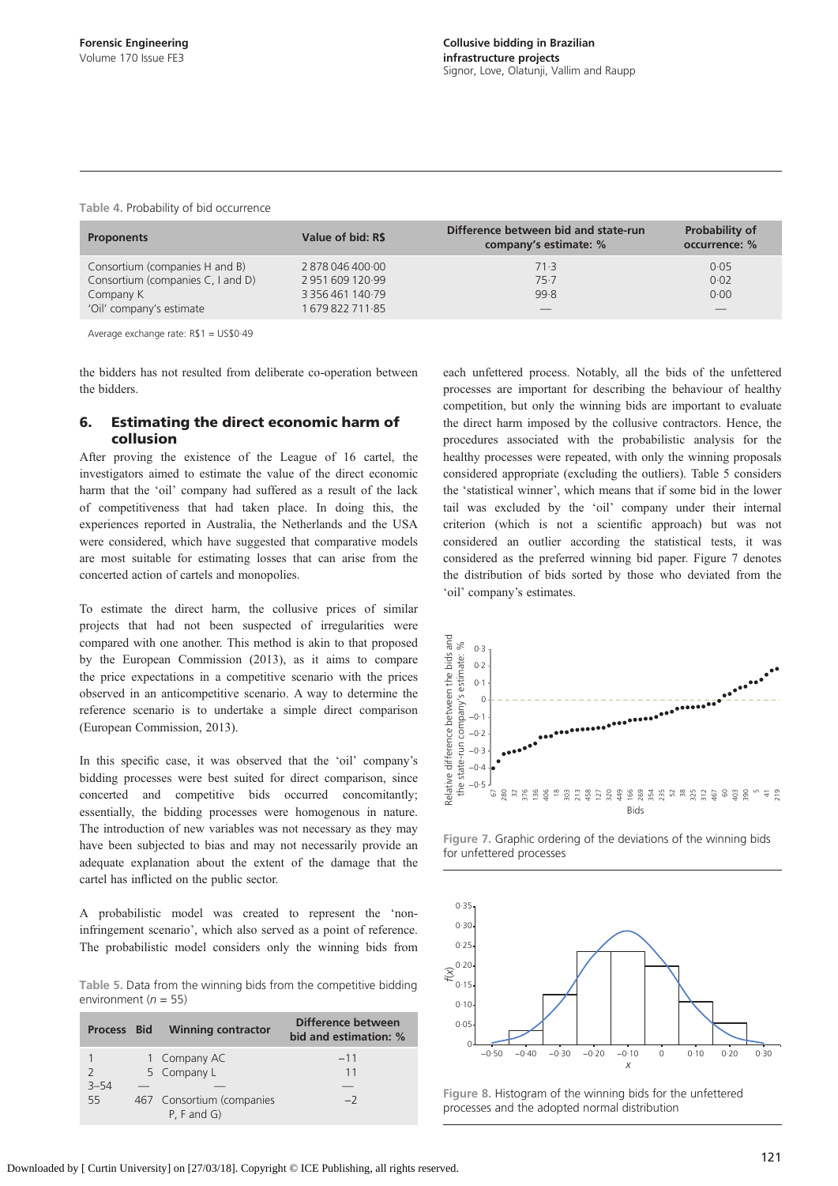Table 4. Probability of bid occurrence

| Proponents | Value of bid: R$ | Difference between bid and state-run company's estimate: % | Probability of occurrence: % |
|---|---|---|---|
| Consortium (companies H and B) | 2 878 046 400·00 | 71·3 | 0·05 |
| Consortium (companies C, I and D) | 2 951 609 120·99 | 75·7 | 0·02 |
| Company K | 3 356 461 140·79 | 99·8 | 0·00 |
| 'Oil' company's estimate | 1 679 822 711·85 | — | — |

Average exchange rate: R$1 = US$0·49

the bidders has not resulted from deliberate co-operation between the bidders.

## 6. Estimating the direct economic harm of collusion

After proving the existence of the League of 16 cartel, the investigators aimed to estimate the value of the direct economic harm that the 'oil' company had suffered as a result of the lack of competitiveness that had taken place. In doing this, the experiences reported in Australia, the Netherlands and the USA were considered, which have suggested that comparative models are most suitable for estimating losses that can arise from the concerted action of cartels and monopolies.

To estimate the direct harm, the collusive prices of similar projects that had not been suspected of irregularities were compared with one another. This method is akin to that proposed by the European Commission (2013), as it aims to compare the price expectations in a competitive scenario with the prices observed in an anticompetitive scenario. A way to determine the reference scenario is to undertake a simple direct comparison (European Commission, 2013).

In this specific case, it was observed that the 'oil' company's bidding processes were best suited for direct comparison, since concerted and competitive bids occurred concomitantly; essentially, the bidding processes were homogenous in nature. The introduction of new variables was not necessary as they may have been subjected to bias and may not necessarily provide an adequate explanation about the extent of the damage that the cartel has inflicted on the public sector.

A probabilistic model was created to represent the 'non-infringement scenario', which also served as a point of reference. The probabilistic model considers only the winning bids from each unfettered process. Notably, all the bids of the unfettered processes are important for describing the behaviour of healthy competition, but only the winning bids are important to evaluate the direct harm imposed by the collusive contractors. Hence, the procedures associated with the probabilistic analysis for the healthy processes were repeated, with only the winning proposals considered appropriate (excluding the outliers). Table 5 considers the 'statistical winner', which means that if some bid in the lower tail was excluded by the 'oil' company under their internal criterion (which is not a scientific approach) but was not considered an outlier according the statistical tests, it was considered as the preferred winning bid paper. Figure 7 denotes the distribution of bids sorted by those who deviated from the 'oil' company's estimates.

Table 5. Data from the winning bids from the competitive bidding environment ($n$ = 55)

| Process | Bid | Winning contractor | Difference between bid and estimation: % |
|---|---|---|---|
| 1 | 1 | Company AC | −11 |
| 2 | 5 | Company L | 11 |
| 3–54 | — | — | — |
| 55 | 467 | Consortium (companies P, F and G) | −2 |

Figure 7. Graphic ordering of the deviations of the winning bids for unfettered processes

Figure 8. Histogram of the winning bids for the unfettered processes and the adopted normal distribution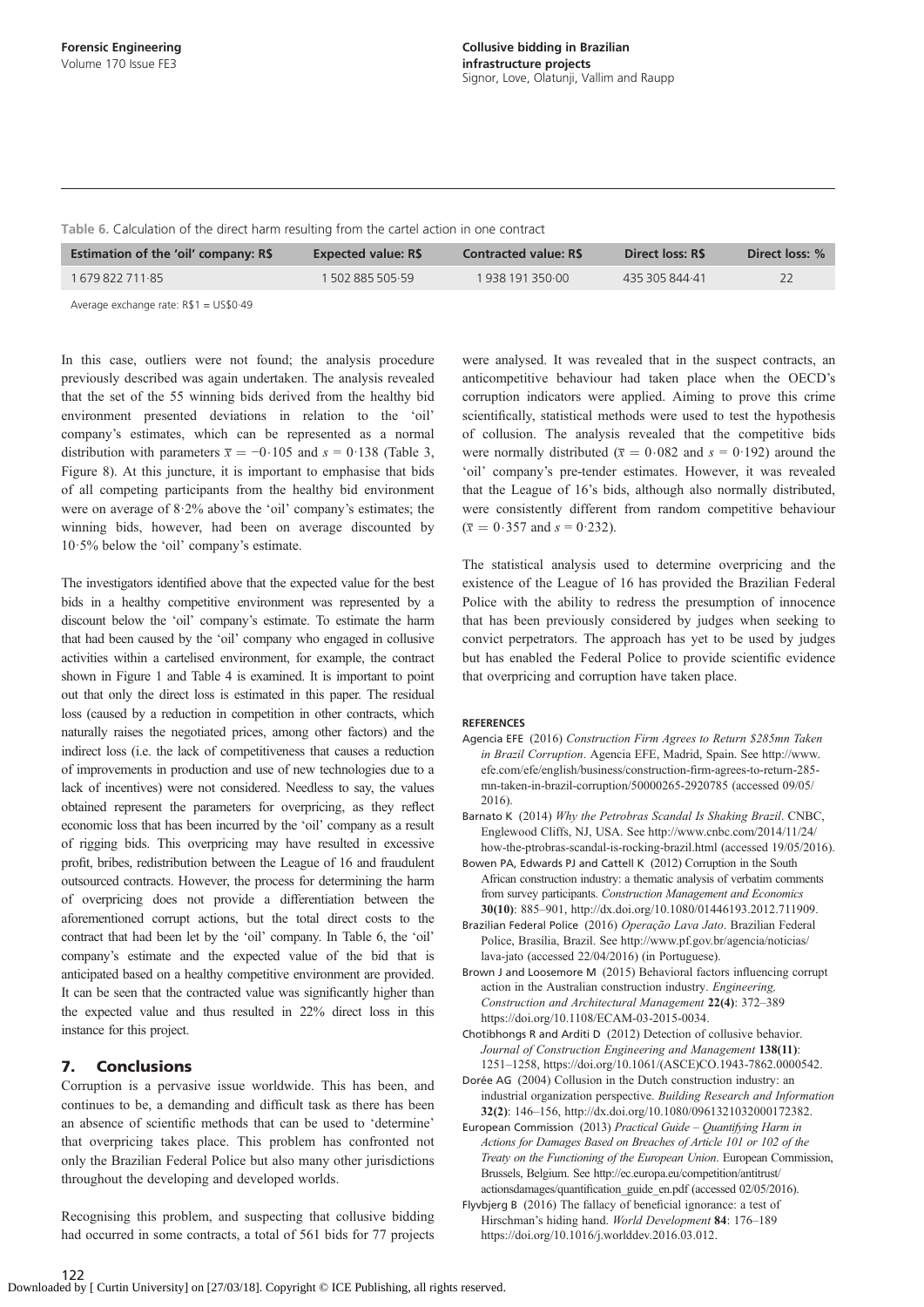Table 6. Calculation of the direct harm resulting from the cartel action in one contract

| Estimation of the 'oil' company: R$ | Expected value: R$ | Contracted value: R$ | Direct loss: R$ | Direct loss: % |
|---|---|---|---|---|
| 1 679 822 711·85 | 1 502 885 505·59 | 1 938 191 350·00 | 435 305 844·41 | 22 |

Average exchange rate: R$1 = US$0·49

In this case, outliers were not found; the analysis procedure previously described was again undertaken. The analysis revealed that the set of the 55 winning bids derived from the healthy bid environment presented deviations in relation to the 'oil' company's estimates, which can be represented as a normal distribution with parameters $\bar{x} = -0{\cdot}105$ and $s = 0{\cdot}138$ (Table 3, Figure 8). At this juncture, it is important to emphasise that bids of all competing participants from the healthy bid environment were on average of 8·2% above the 'oil' company's estimates; the winning bids, however, had been on average discounted by 10·5% below the 'oil' company's estimate.

The investigators identified above that the expected value for the best bids in a healthy competitive environment was represented by a discount below the 'oil' company's estimate. To estimate the harm that had been caused by the 'oil' company who engaged in collusive activities within a cartelised environment, for example, the contract shown in Figure 1 and Table 4 is examined. It is important to point out that only the direct loss is estimated in this paper. The residual loss (caused by a reduction in competition in other contracts, which naturally raises the negotiated prices, among other factors) and the indirect loss (i.e. the lack of competitiveness that causes a reduction of improvements in production and use of new technologies due to a lack of incentives) were not considered. Needless to say, the values obtained represent the parameters for overpricing, as they reflect economic loss that has been incurred by the 'oil' company as a result of rigging bids. This overpricing may have resulted in excessive profit, bribes, redistribution between the League of 16 and fraudulent outsourced contracts. However, the process for determining the harm of overpricing does not provide a differentiation between the aforementioned corrupt actions, but the total direct costs to the contract that had been let by the 'oil' company. In Table 6, the 'oil' company's estimate and the expected value of the bid that is anticipated based on a healthy competitive environment are provided. It can be seen that the contracted value was significantly higher than the expected value and thus resulted in 22% direct loss in this instance for this project.

## 7. Conclusions

Corruption is a pervasive issue worldwide. This has been, and continues to be, a demanding and difficult task as there has been an absence of scientific methods that can be used to 'determine' that overpricing takes place. This problem has confronted not only the Brazilian Federal Police but also many other jurisdictions throughout the developing and developed worlds.

Recognising this problem, and suspecting that collusive bidding had occurred in some contracts, a total of 561 bids for 77 projects were analysed. It was revealed that in the suspect contracts, an anticompetitive behaviour had taken place when the OECD's corruption indicators were applied. Aiming to prove this crime scientifically, statistical methods were used to test the hypothesis of collusion. The analysis revealed that the competitive bids were normally distributed ($\bar{x} = 0{\cdot}082$ and $s = 0{\cdot}192$) around the 'oil' company's pre-tender estimates. However, it was revealed that the League of 16's bids, although also normally distributed, were consistently different from random competitive behaviour ($\bar{x} = 0{\cdot}357$ and $s = 0{\cdot}232$).

The statistical analysis used to determine overpricing and the existence of the League of 16 has provided the Brazilian Federal Police with the ability to redress the presumption of innocence that has been previously considered by judges when seeking to convict perpetrators. The approach has yet to be used by judges but has enabled the Federal Police to provide scientific evidence that overpricing and corruption have taken place.

### REFERENCES

Agencia EFE (2016) *Construction Firm Agrees to Return $285mn Taken in Brazil Corruption*. Agencia EFE, Madrid, Spain. See http://www.efe.com/efe/english/business/construction-firm-agrees-to-return-285-mn-taken-in-brazil-corruption/50000265-2920785 (accessed 09/05/2016).

Barnato K (2014) *Why the Petrobras Scandal Is Shaking Brazil*. CNBC, Englewood Cliffs, NJ, USA. See http://www.cnbc.com/2014/11/24/how-the-ptrobras-scandal-is-rocking-brazil.html (accessed 19/05/2016).

Bowen PA, Edwards PJ and Cattell K (2012) Corruption in the South African construction industry: a thematic analysis of verbatim comments from survey participants. *Construction Management and Economics* **30(10)**: 885–901, http://dx.doi.org/10.1080/01446193.2012.711909.

Brazilian Federal Police (2016) *Operação Lava Jato*. Brazilian Federal Police, Brasília, Brazil. See http://www.pf.gov.br/agencia/noticias/lava-jato (accessed 22/04/2016) (in Portuguese).

Brown J and Loosemore M (2015) Behavioral factors influencing corrupt action in the Australian construction industry. *Engineering, Construction and Architectural Management* **22(4)**: 372–389 https://doi.org/10.1108/ECAM-03-2015-0034.

Chotibhongs R and Arditi D (2012) Detection of collusive behavior. *Journal of Construction Engineering and Management* **138(11)**: 1251–1258, https://doi.org/10.1061/(ASCE)CO.1943-7862.0000542.

Dorée AG (2004) Collusion in the Dutch construction industry: an industrial organization perspective. *Building Research and Information* **32(2)**: 146–156, http://dx.doi.org/10.1080/0961321032000172382.

European Commission (2013) *Practical Guide – Quantifying Harm in Actions for Damages Based on Breaches of Article 101 or 102 of the Treaty on the Functioning of the European Union*. European Commission, Brussels, Belgium. See http://ec.europa.eu/competition/antitrust/actionsdamages/quantification_guide_en.pdf (accessed 02/05/2016).

Flyvbjerg B (2016) The fallacy of beneficial ignorance: a test of Hirschman's hiding hand. *World Development* **84**: 176–189 https://doi.org/10.1016/j.worlddev.2016.03.012.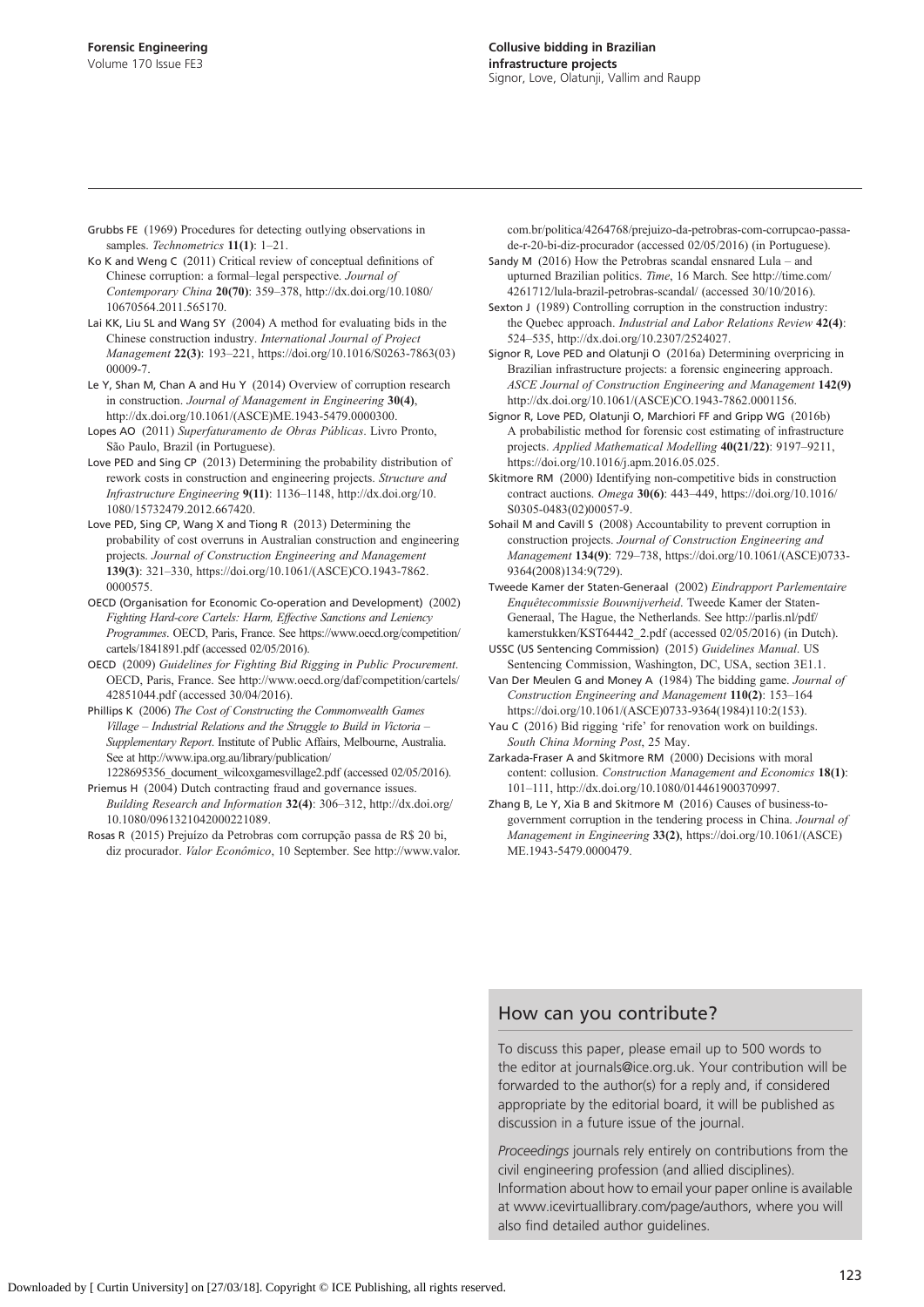Grubbs FE (1969) Procedures for detecting outlying observations in samples. *Technometrics* **11(1)**: 1–21.

Ko K and Weng C (2011) Critical review of conceptual definitions of Chinese corruption: a formal–legal perspective. *Journal of Contemporary China* **20(70)**: 359–378, http://dx.doi.org/10.1080/10670564.2011.565170.

Lai KK, Liu SL and Wang SY (2004) A method for evaluating bids in the Chinese construction industry. *International Journal of Project Management* **22(3)**: 193–221, https://doi.org/10.1016/S0263-7863(03)00009-7.

Le Y, Shan M, Chan A and Hu Y (2014) Overview of corruption research in construction. *Journal of Management in Engineering* **30(4)**, http://dx.doi.org/10.1061/(ASCE)ME.1943-5479.0000300.

Lopes AO (2011) *Superfaturamento de Obras Públicas*. Livro Pronto, São Paulo, Brazil (in Portuguese).

Love PED and Sing CP (2013) Determining the probability distribution of rework costs in construction and engineering projects. *Structure and Infrastructure Engineering* **9(11)**: 1136–1148, http://dx.doi.org/10.1080/15732479.2012.667420.

Love PED, Sing CP, Wang X and Tiong R (2013) Determining the probability of cost overruns in Australian construction and engineering projects. *Journal of Construction Engineering and Management* **139(3)**: 321–330, https://doi.org/10.1061/(ASCE)CO.1943-7862.0000575.

OECD (Organisation for Economic Co-operation and Development) (2002) *Fighting Hard-core Cartels: Harm, Effective Sanctions and Leniency Programmes*. OECD, Paris, France. See https://www.oecd.org/competition/cartels/1841891.pdf (accessed 02/05/2016).

OECD (2009) *Guidelines for Fighting Bid Rigging in Public Procurement*. OECD, Paris, France. See http://www.oecd.org/daf/competition/cartels/42851044.pdf (accessed 30/04/2016).

Phillips K (2006) *The Cost of Constructing the Commonwealth Games Village – Industrial Relations and the Struggle to Build in Victoria – Supplementary Report*. Institute of Public Affairs, Melbourne, Australia. See at http://www.ipa.org.au/library/publication/1228695356_document_wilcoxgamesvillage2.pdf (accessed 02/05/2016).

Priemus H (2004) Dutch contracting fraud and governance issues. *Building Research and Information* **32(4)**: 306–312, http://dx.doi.org/10.1080/0961321042000221089.

Rosas R (2015) Prejuízo da Petrobras com corrupção passa de R$ 20 bi, diz procurador. *Valor Econômico*, 10 September. See http://www.valor.com.br/politica/4264768/prejuizo-da-petrobras-com-corrupcao-passa-de-r-20-bi-diz-procurador (accessed 02/05/2016) (in Portuguese).

Sandy M (2016) How the Petrobras scandal ensnared Lula – and upturned Brazilian politics. *Time*, 16 March. See http://time.com/4261712/lula-brazil-petrobras-scandal/ (accessed 30/10/2016).

Sexton J (1989) Controlling corruption in the construction industry: the Quebec approach. *Industrial and Labor Relations Review* **42(4)**: 524–535, http://dx.doi.org/10.2307/2524027.

Signor R, Love PED and Olatunji O (2016a) Determining overpricing in Brazilian infrastructure projects: a forensic engineering approach. *ASCE Journal of Construction Engineering and Management* **142(9)** http://dx.doi.org/10.1061/(ASCE)CO.1943-7862.0001156.

Signor R, Love PED, Olatunji O, Marchiori FF and Gripp WG (2016b) A probabilistic method for forensic cost estimating of infrastructure projects. *Applied Mathematical Modelling* **40(21/22)**: 9197–9211, https://doi.org/10.1016/j.apm.2016.05.025.

Skitmore RM (2000) Identifying non-competitive bids in construction contract auctions. *Omega* **30(6)**: 443–449, https://doi.org/10.1016/S0305-0483(02)00057-9.

Sohail M and Cavill S (2008) Accountability to prevent corruption in construction projects. *Journal of Construction Engineering and Management* **134(9)**: 729–738, https://doi.org/10.1061/(ASCE)0733-9364(2008)134:9(729).

Tweede Kamer der Staten-Generaal (2002) *Eindrapport Parlementaire Enquêtecommissie Bouwnijverheid*. Tweede Kamer der Staten-Generaal, The Hague, the Netherlands. See http://parlis.nl/pdf/kamerstukken/KST64442_2.pdf (accessed 02/05/2016) (in Dutch).

USSC (US Sentencing Commission) (2015) *Guidelines Manual*. US Sentencing Commission, Washington, DC, USA, section 3E1.1.

Van Der Meulen G and Money A (1984) The bidding game. *Journal of Construction Engineering and Management* **110(2)**: 153–164 https://doi.org/10.1061/(ASCE)0733-9364(1984)110:2(153).

Yau C (2016) Bid rigging 'rife' for renovation work on buildings. *South China Morning Post*, 25 May.

Zarkada-Fraser A and Skitmore RM (2000) Decisions with moral content: collusion. *Construction Management and Economics* **18(1)**: 101–111, http://dx.doi.org/10.1080/014461900370997.

Zhang B, Le Y, Xia B and Skitmore M (2016) Causes of business-to-government corruption in the tendering process in China. *Journal of Management in Engineering* **33(2)**, https://doi.org/10.1061/(ASCE)ME.1943-5479.0000479.

## How can you contribute?

To discuss this paper, please email up to 500 words to the editor at journals@ice.org.uk. Your contribution will be forwarded to the author(s) for a reply and, if considered appropriate by the editorial board, it will be published as discussion in a future issue of the journal.

*Proceedings* journals rely entirely on contributions from the civil engineering profession (and allied disciplines). Information about how to email your paper online is available at www.icevirtuallibrary.com/page/authors, where you will also find detailed author guidelines.